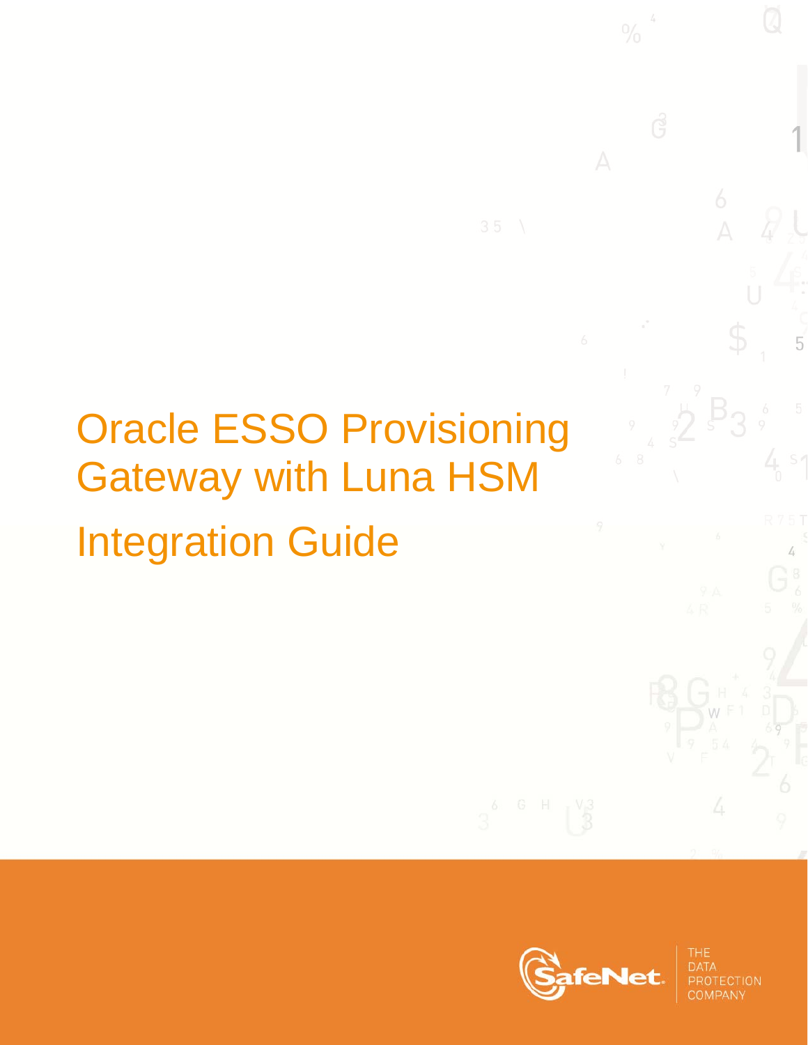# Oracle ESSO Provisioning Gateway with Luna HSM

# Integration Guide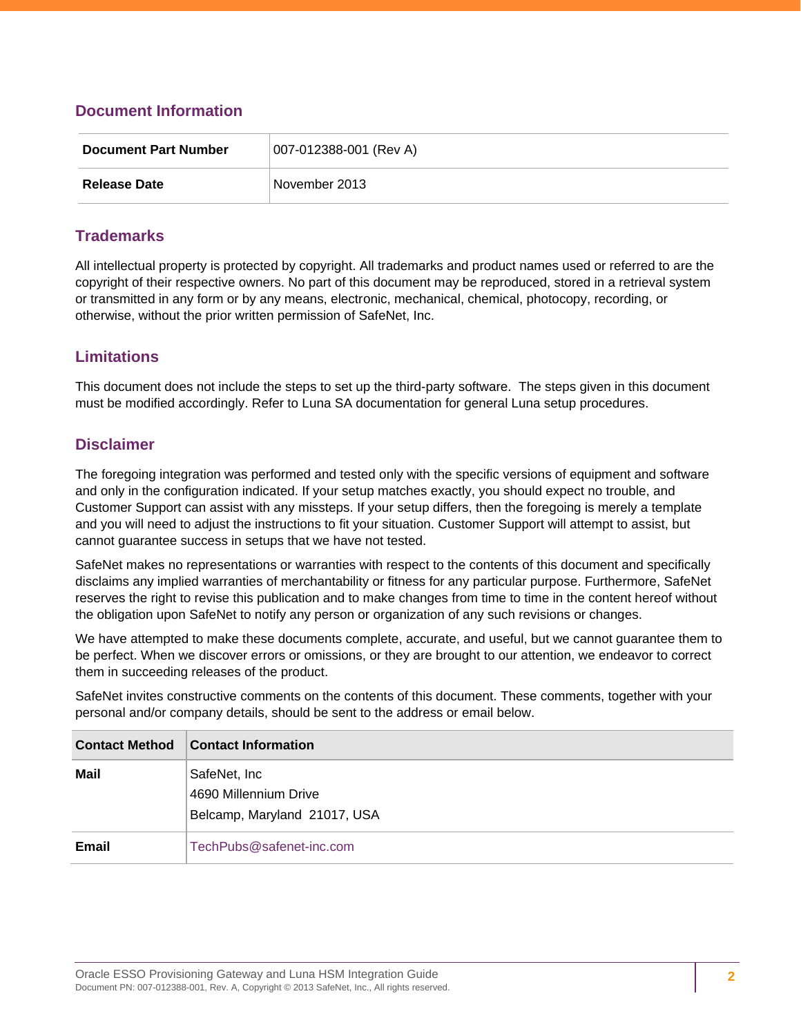## Document Information

| Document Part Number | 007-012388-001 (Rev A) |
|---|---|
| Release Date | November 2013 |

## Trademarks

All intellectual property is protected by copyright. All trademarks and product names used or referred to are the copyright of their respective owners. No part of this document may be reproduced, stored in a retrieval system or transmitted in any form or by any means, electronic, mechanical, chemical, photocopy, recording, or otherwise, without the prior written permission of SafeNet, Inc.

## Limitations

This document does not include the steps to set up the third-party software. The steps given in this document must be modified accordingly. Refer to Luna SA documentation for general Luna setup procedures.

## Disclaimer

The foregoing integration was performed and tested only with the specific versions of equipment and software and only in the configuration indicated. If your setup matches exactly, you should expect no trouble, and Customer Support can assist with any missteps. If your setup differs, then the foregoing is merely a template and you will need to adjust the instructions to fit your situation. Customer Support will attempt to assist, but cannot guarantee success in setups that we have not tested.

SafeNet makes no representations or warranties with respect to the contents of this document and specifically disclaims any implied warranties of merchantability or fitness for any particular purpose. Furthermore, SafeNet reserves the right to revise this publication and to make changes from time to time in the content hereof without the obligation upon SafeNet to notify any person or organization of any such revisions or changes.

We have attempted to make these documents complete, accurate, and useful, but we cannot guarantee them to be perfect. When we discover errors or omissions, or they are brought to our attention, we endeavor to correct them in succeeding releases of the product.

SafeNet invites constructive comments on the contents of this document. These comments, together with your personal and/or company details, should be sent to the address or email below.

| Contact Method | Contact Information |
|---|---|
| **Mail** | SafeNet, Inc<br>4690 Millennium Drive<br>Belcamp, Maryland 21017, USA |
| **Email** | TechPubs@safenet-inc.com |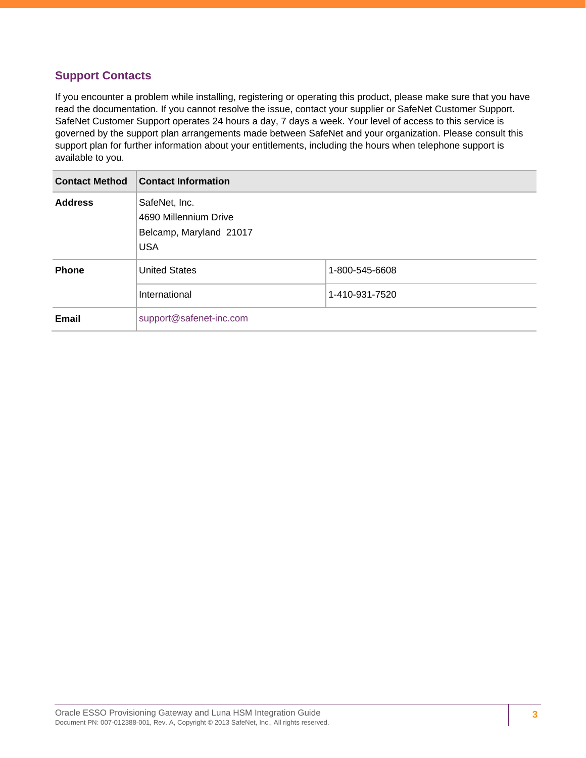## Support Contacts

If you encounter a problem while installing, registering or operating this product, please make sure that you have read the documentation. If you cannot resolve the issue, contact your supplier or SafeNet Customer Support. SafeNet Customer Support operates 24 hours a day, 7 days a week. Your level of access to this service is governed by the support plan arrangements made between SafeNet and your organization. Please consult this support plan for further information about your entitlements, including the hours when telephone support is available to you.

| Contact Method | Contact Information | |
|---|---|---|
| **Address** | SafeNet, Inc.<br>4690 Millennium Drive<br>Belcamp, Maryland 21017<br>USA | |
| **Phone** | United States | 1-800-545-6608 |
| | International | 1-410-931-7520 |
| **Email** | support@safenet-inc.com | |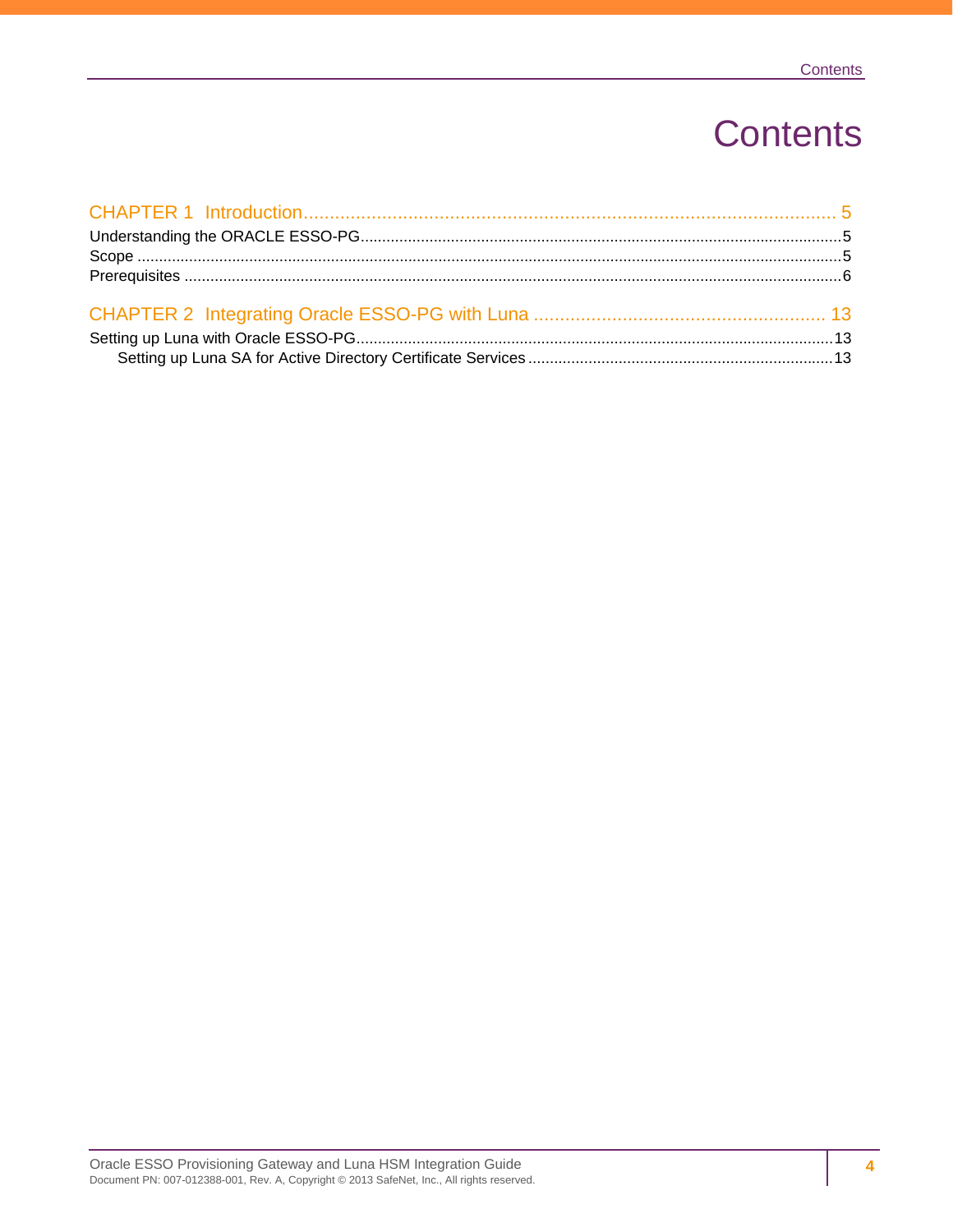# Contents

**CHAPTER 1 Introduction ........ 5**

- Understanding the ORACLE ESSO-PG ........ 5
- Scope ........ 5
- Prerequisites ........ 6

**CHAPTER 2 Integrating Oracle ESSO-PG with Luna ........ 13**

- Setting up Luna with Oracle ESSO-PG ........ 13
  - Setting up Luna SA for Active Directory Certificate Services ........ 13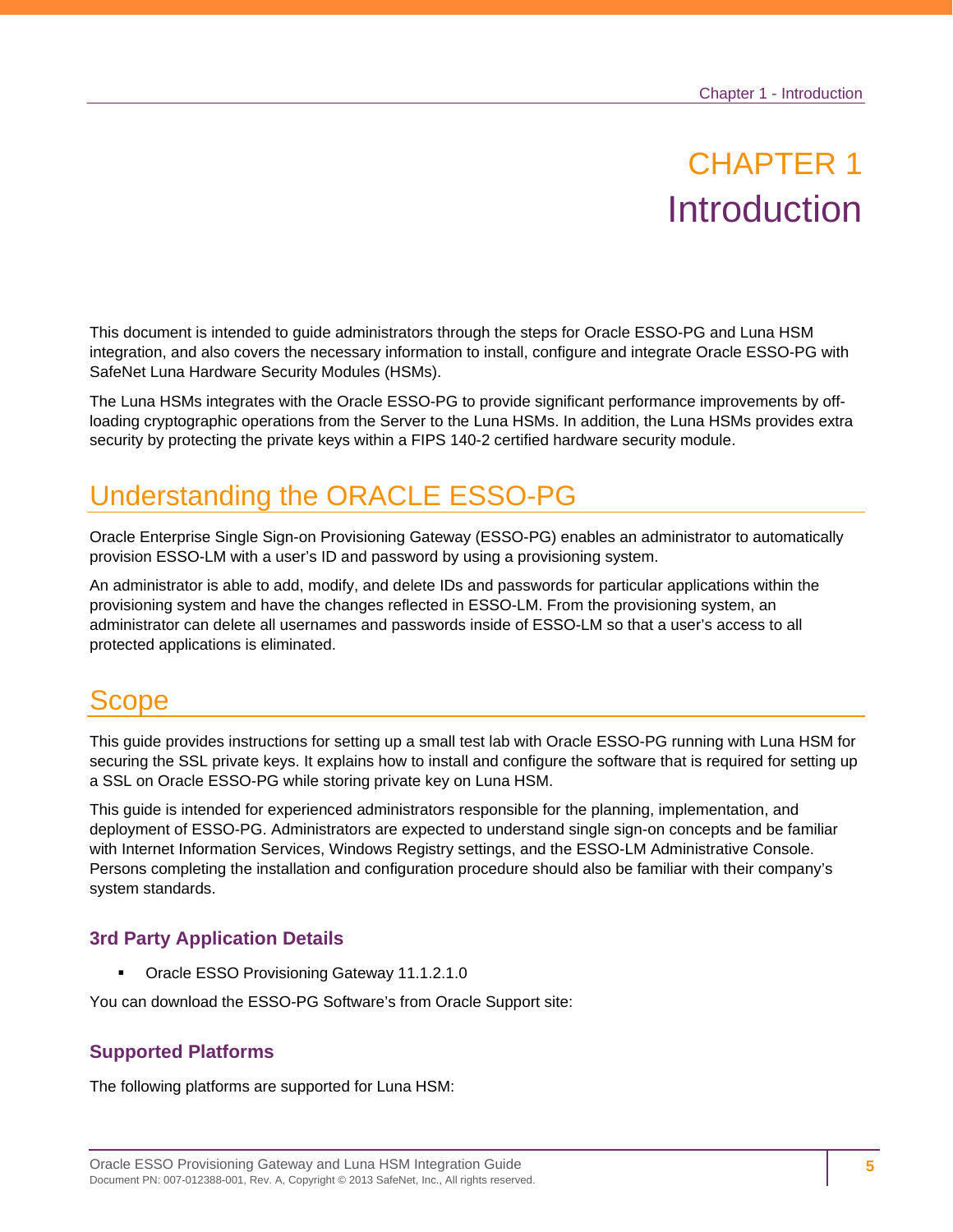# CHAPTER 1
# Introduction

This document is intended to guide administrators through the steps for Oracle ESSO-PG and Luna HSM integration, and also covers the necessary information to install, configure and integrate Oracle ESSO-PG with SafeNet Luna Hardware Security Modules (HSMs).

The Luna HSMs integrates with the Oracle ESSO-PG to provide significant performance improvements by off-loading cryptographic operations from the Server to the Luna HSMs. In addition, the Luna HSMs provides extra security by protecting the private keys within a FIPS 140-2 certified hardware security module.

## Understanding the ORACLE ESSO-PG

Oracle Enterprise Single Sign-on Provisioning Gateway (ESSO-PG) enables an administrator to automatically provision ESSO-LM with a user's ID and password by using a provisioning system.

An administrator is able to add, modify, and delete IDs and passwords for particular applications within the provisioning system and have the changes reflected in ESSO-LM. From the provisioning system, an administrator can delete all usernames and passwords inside of ESSO-LM so that a user's access to all protected applications is eliminated.

## Scope

This guide provides instructions for setting up a small test lab with Oracle ESSO-PG running with Luna HSM for securing the SSL private keys. It explains how to install and configure the software that is required for setting up a SSL on Oracle ESSO-PG while storing private key on Luna HSM.

This guide is intended for experienced administrators responsible for the planning, implementation, and deployment of ESSO-PG. Administrators are expected to understand single sign-on concepts and be familiar with Internet Information Services, Windows Registry settings, and the ESSO-LM Administrative Console. Persons completing the installation and configuration procedure should also be familiar with their company's system standards.

### 3rd Party Application Details

- Oracle ESSO Provisioning Gateway 11.1.2.1.0

You can download the ESSO-PG Software's from Oracle Support site:

### Supported Platforms

The following platforms are supported for Luna HSM: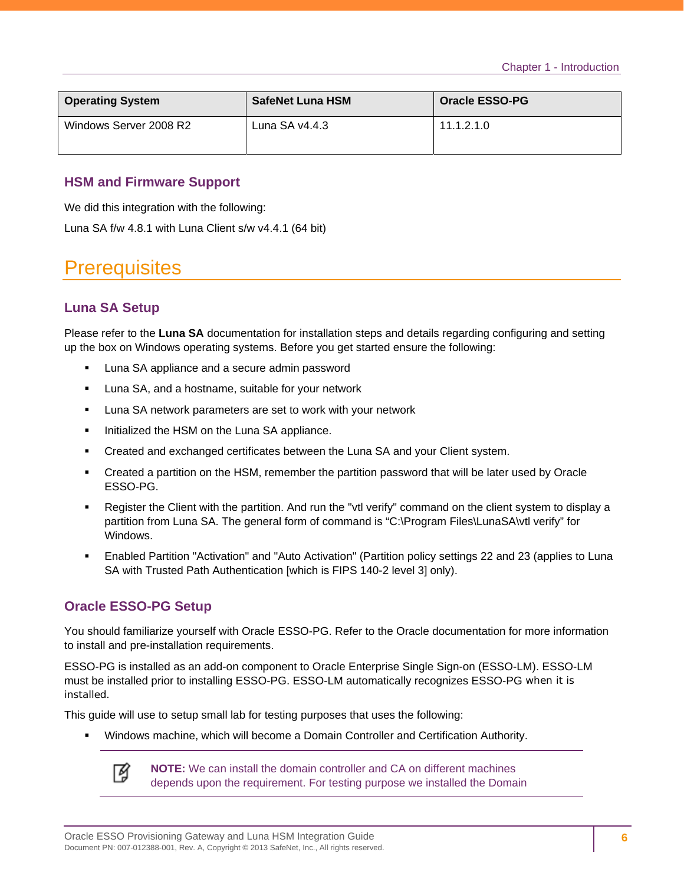| Operating System | SafeNet Luna HSM | Oracle ESSO-PG |
|---|---|---|
| Windows Server 2008 R2 | Luna SA v4.4.3 | 11.1.2.1.0 |

### HSM and Firmware Support

We did this integration with the following:

Luna SA f/w 4.8.1 with Luna Client s/w v4.4.1 (64 bit)

## Prerequisites

### Luna SA Setup

Please refer to the **Luna SA** documentation for installation steps and details regarding configuring and setting up the box on Windows operating systems. Before you get started ensure the following:

- Luna SA appliance and a secure admin password
- Luna SA, and a hostname, suitable for your network
- Luna SA network parameters are set to work with your network
- Initialized the HSM on the Luna SA appliance.
- Created and exchanged certificates between the Luna SA and your Client system.
- Created a partition on the HSM, remember the partition password that will be later used by Oracle ESSO-PG.
- Register the Client with the partition. And run the "vtl verify" command on the client system to display a partition from Luna SA. The general form of command is “C:\Program Files\LunaSA\vtl verify” for Windows.
- Enabled Partition "Activation" and "Auto Activation" (Partition policy settings 22 and 23 (applies to Luna SA with Trusted Path Authentication [which is FIPS 140-2 level 3] only).

### Oracle ESSO-PG Setup

You should familiarize yourself with Oracle ESSO-PG. Refer to the Oracle documentation for more information to install and pre-installation requirements.

ESSO-PG is installed as an add-on component to Oracle Enterprise Single Sign-on (ESSO-LM). ESSO-LM must be installed prior to installing ESSO-PG. ESSO-LM automatically recognizes ESSO-PG when it is installed.

This guide will use to setup small lab for testing purposes that uses the following:

- Windows machine, which will become a Domain Controller and Certification Authority.

> **NOTE:** We can install the domain controller and CA on different machines depends upon the requirement. For testing purpose we installed the Domain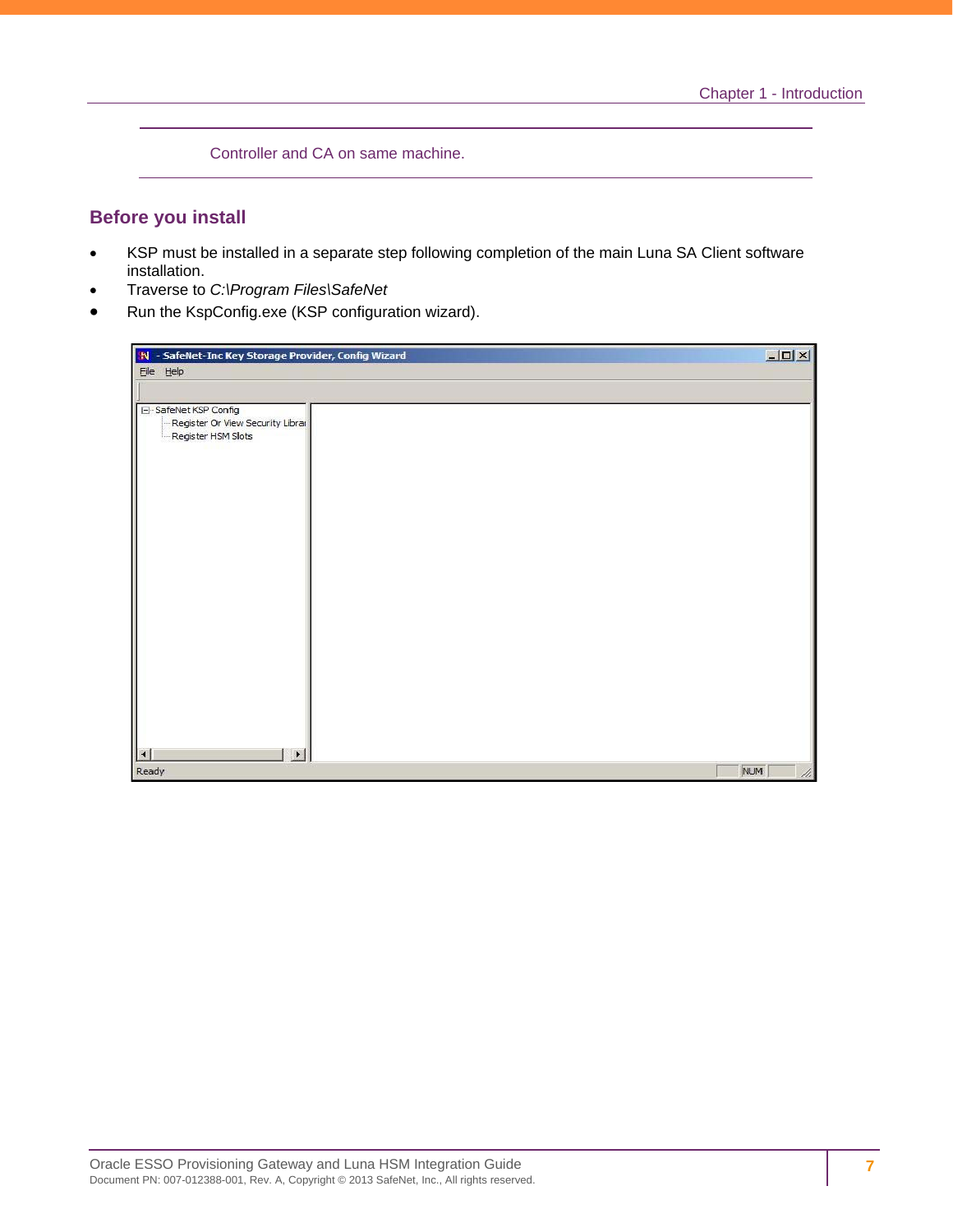Controller and CA on same machine.

## Before you install

- KSP must be installed in a separate step following completion of the main Luna SA Client software installation.
- Traverse to *C:\Program Files\SafeNet*
- Run the KspConfig.exe (KSP configuration wizard).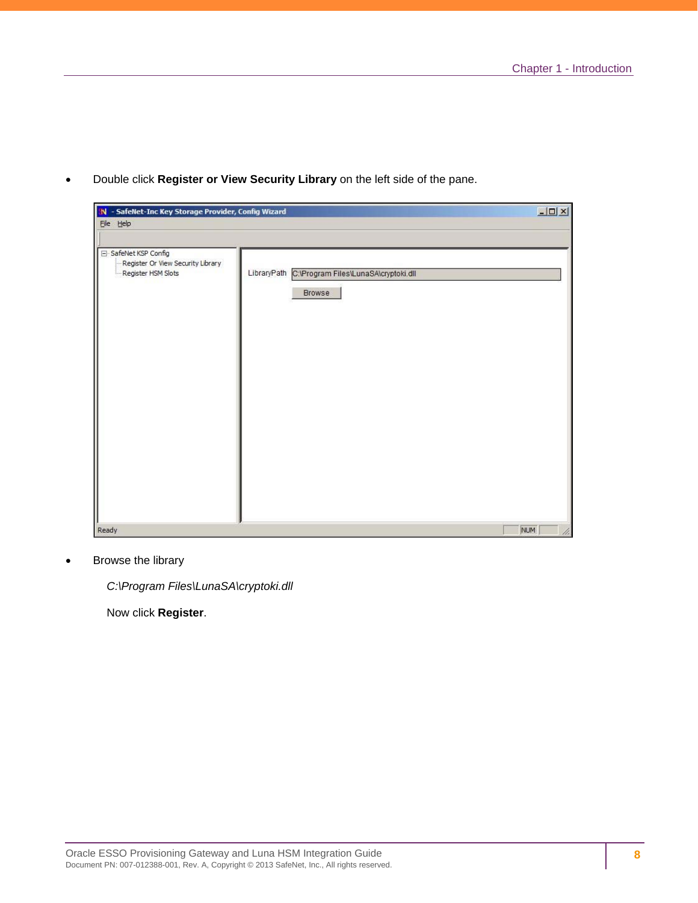- Double click **Register or View Security Library** on the left side of the pane.

- Browse the library

  *C:\Program Files\LunaSA\cryptoki.dll*

  Now click **Register**.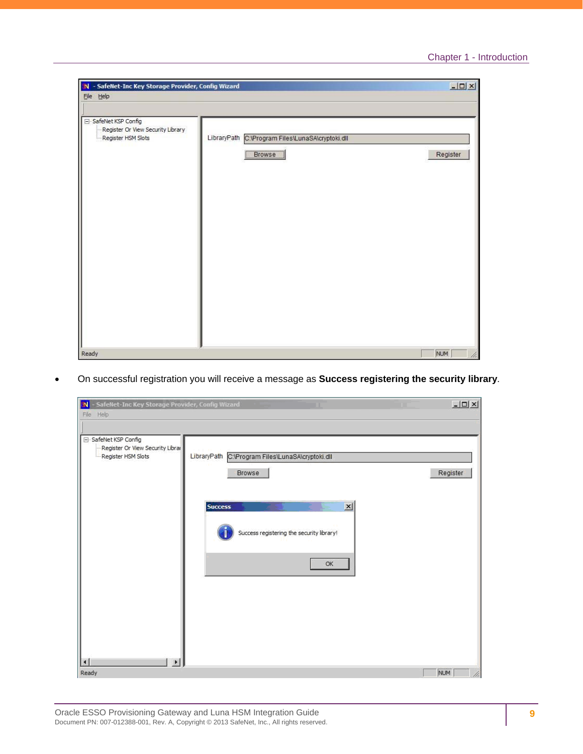- On successful registration you will receive a message as **Success registering the security library**.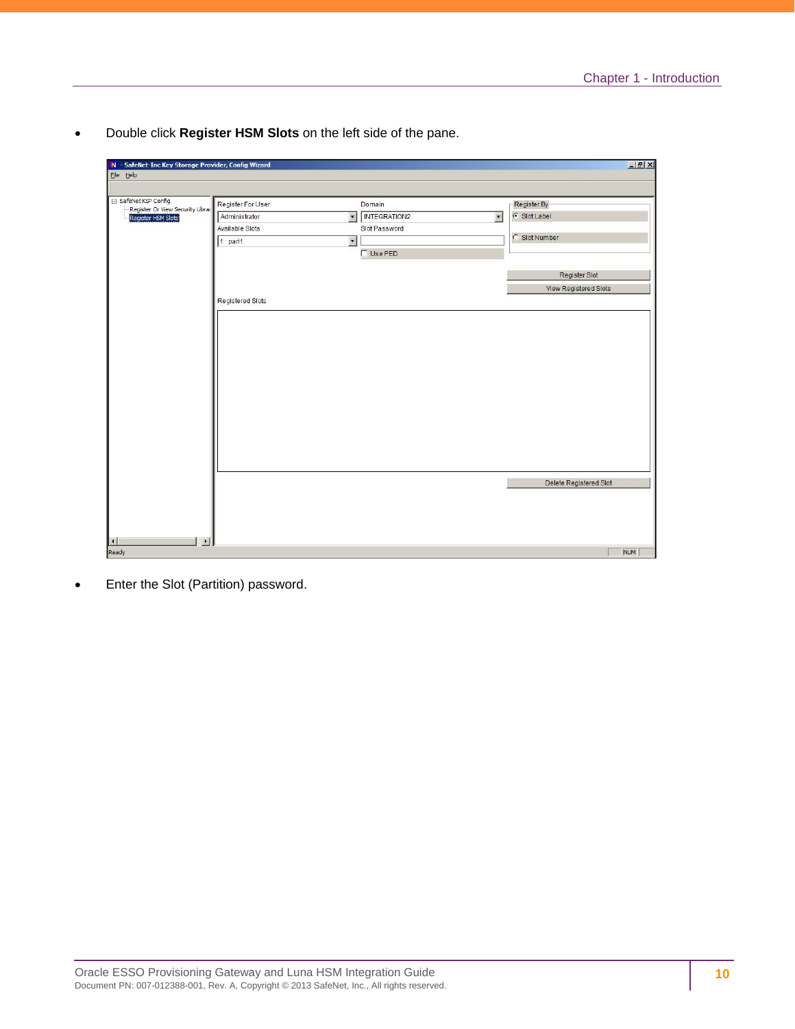- Double click **Register HSM Slots** on the left side of the pane.

- Enter the Slot (Partition) password.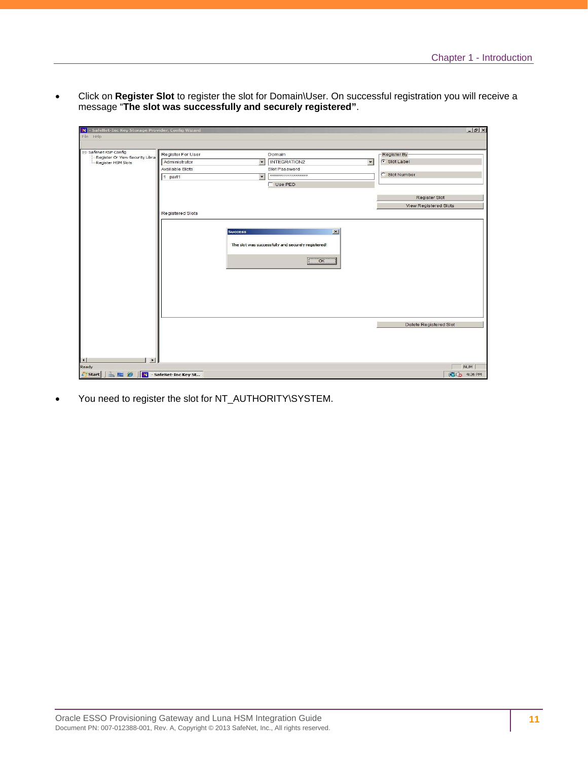- Click on **Register Slot** to register the slot for Domain\User. On successful registration you will receive a message "**The slot was successfully and securely registered"**.

- You need to register the slot for NT_AUTHORITY\SYSTEM.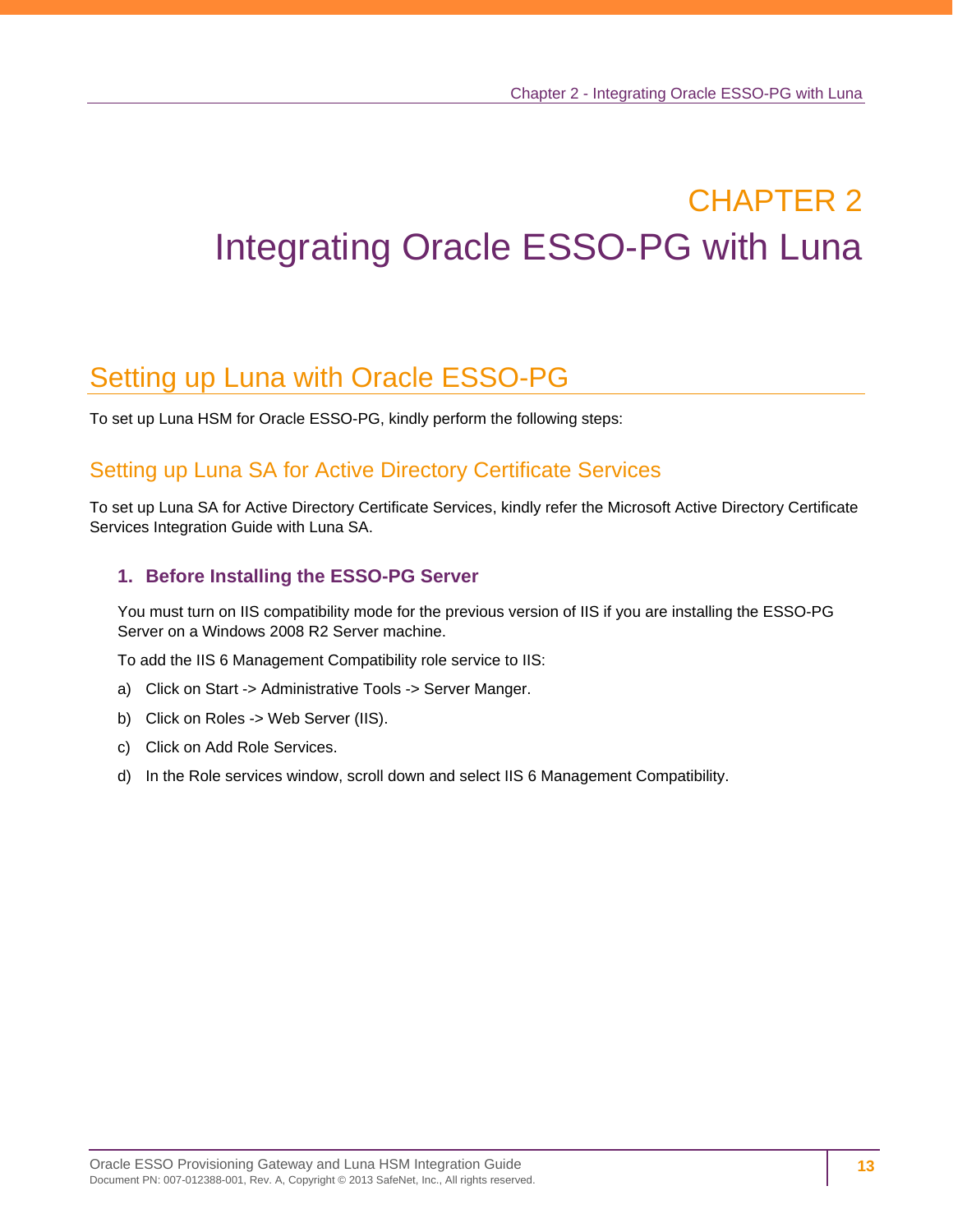# CHAPTER 2
# Integrating Oracle ESSO-PG with Luna

## Setting up Luna with Oracle ESSO-PG

To set up Luna HSM for Oracle ESSO-PG, kindly perform the following steps:

### Setting up Luna SA for Active Directory Certificate Services

To set up Luna SA for Active Directory Certificate Services, kindly refer the Microsoft Active Directory Certificate Services Integration Guide with Luna SA.

#### 1. Before Installing the ESSO-PG Server

You must turn on IIS compatibility mode for the previous version of IIS if you are installing the ESSO-PG Server on a Windows 2008 R2 Server machine.

To add the IIS 6 Management Compatibility role service to IIS:

a) Click on Start -> Administrative Tools -> Server Manger.

b) Click on Roles -> Web Server (IIS).

c) Click on Add Role Services.

d) In the Role services window, scroll down and select IIS 6 Management Compatibility.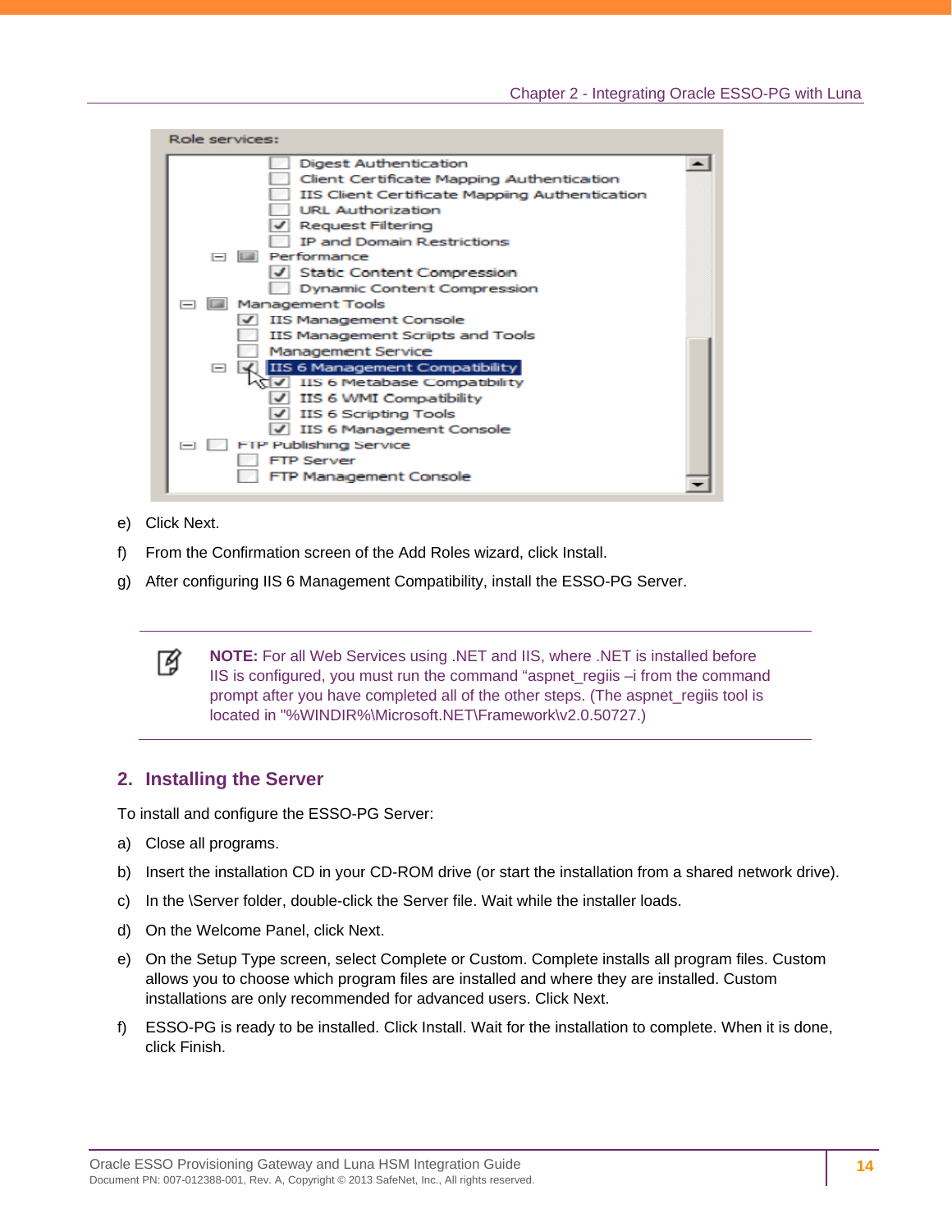e) Click Next.

f) From the Confirmation screen of the Add Roles wizard, click Install.

g) After configuring IIS 6 Management Compatibility, install the ESSO-PG Server.

---

**NOTE:** For all Web Services using .NET and IIS, where .NET is installed before IIS is configured, you must run the command "aspnet_regiis –i from the command prompt after you have completed all of the other steps. (The aspnet_regiis tool is located in "%WINDIR%\Microsoft.NET\Framework\v2.0.50727.)

---

## 2. Installing the Server

To install and configure the ESSO-PG Server:

a) Close all programs.

b) Insert the installation CD in your CD-ROM drive (or start the installation from a shared network drive).

c) In the \Server folder, double-click the Server file. Wait while the installer loads.

d) On the Welcome Panel, click Next.

e) On the Setup Type screen, select Complete or Custom. Complete installs all program files. Custom allows you to choose which program files are installed and where they are installed. Custom installations are only recommended for advanced users. Click Next.

f) ESSO-PG is ready to be installed. Click Install. Wait for the installation to complete. When it is done, click Finish.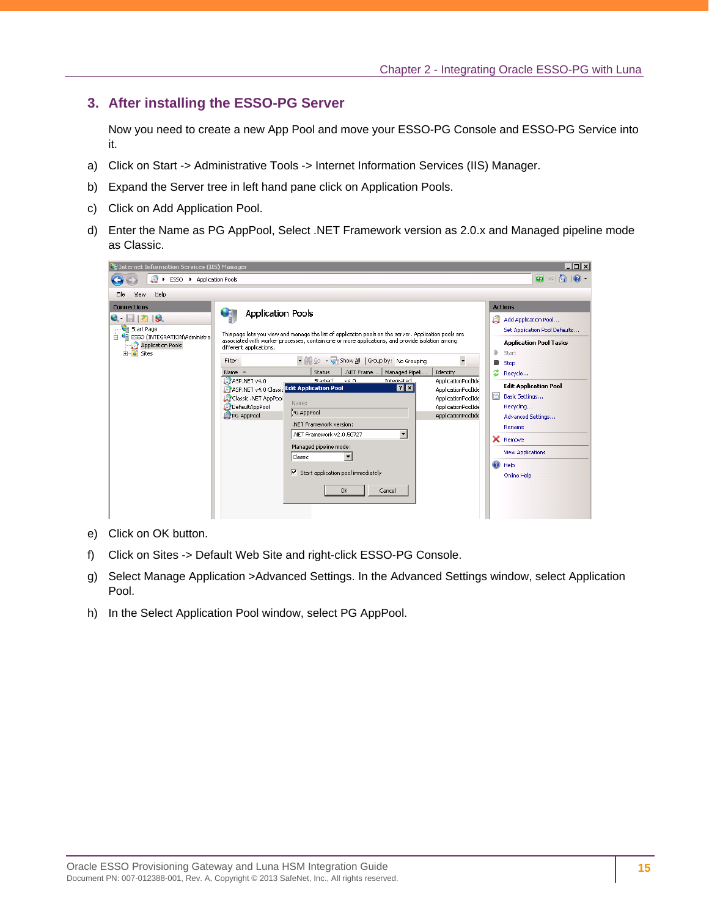## 3. After installing the ESSO-PG Server

Now you need to create a new App Pool and move your ESSO-PG Console and ESSO-PG Service into it.

a) Click on Start -> Administrative Tools -> Internet Information Services (IIS) Manager.

b) Expand the Server tree in left hand pane click on Application Pools.

c) Click on Add Application Pool.

d) Enter the Name as PG AppPool, Select .NET Framework version as 2.0.x and Managed pipeline mode as Classic.

e) Click on OK button.

f) Click on Sites -> Default Web Site and right-click ESSO-PG Console.

g) Select Manage Application >Advanced Settings. In the Advanced Settings window, select Application Pool.

h) In the Select Application Pool window, select PG AppPool.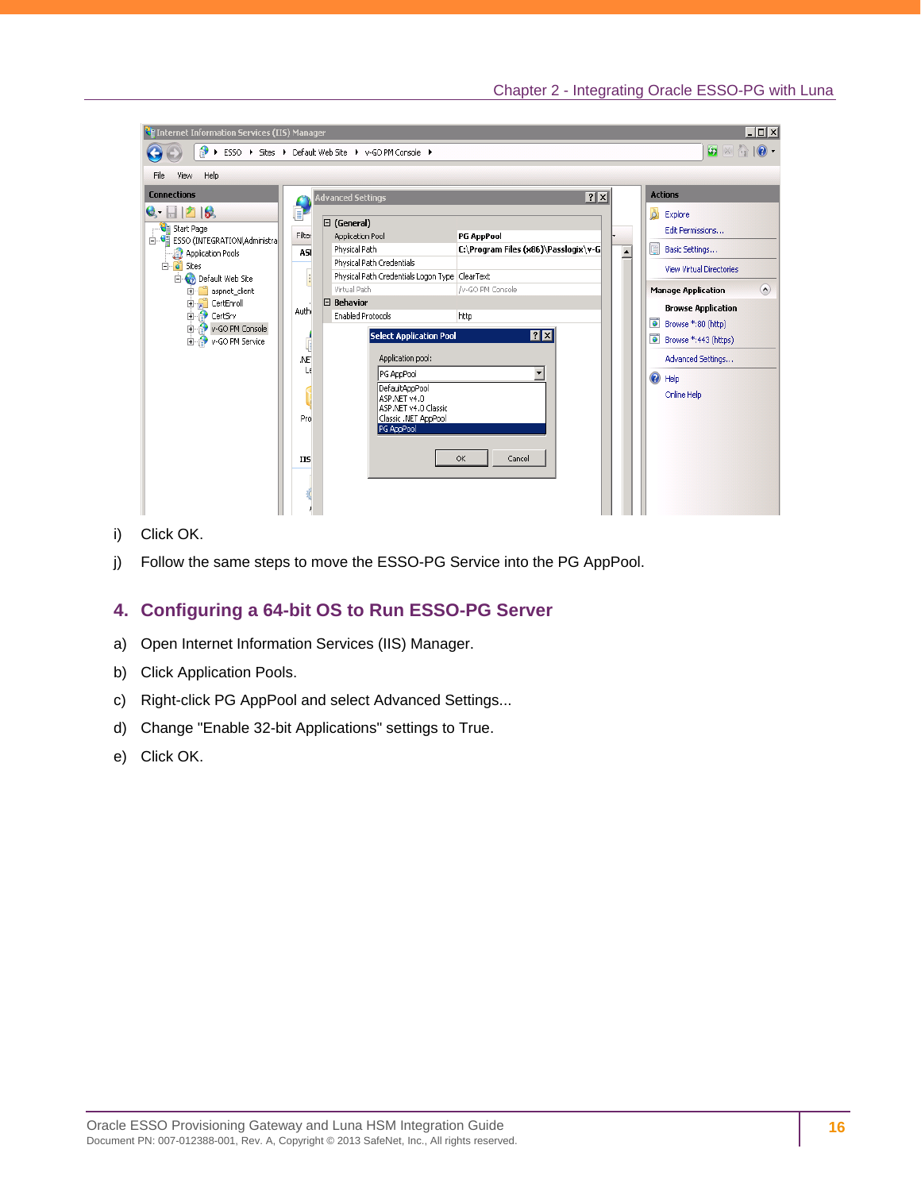i) Click OK.

j) Follow the same steps to move the ESSO-PG Service into the PG AppPool.

## 4. Configuring a 64-bit OS to Run ESSO-PG Server

a) Open Internet Information Services (IIS) Manager.

b) Click Application Pools.

c) Right-click PG AppPool and select Advanced Settings...

d) Change "Enable 32-bit Applications" settings to True.

e) Click OK.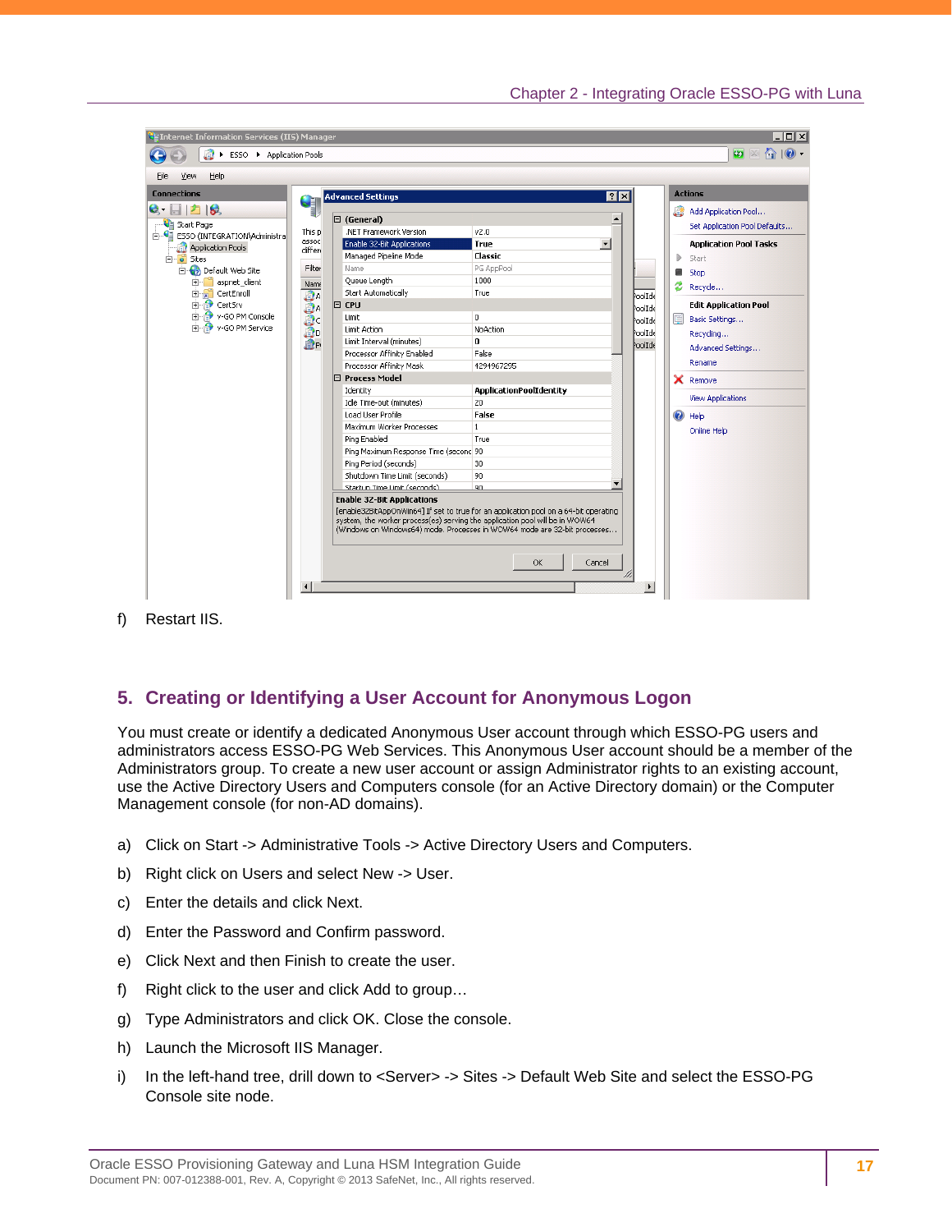f) Restart IIS.

## 5. Creating or Identifying a User Account for Anonymous Logon

You must create or identify a dedicated Anonymous User account through which ESSO-PG users and administrators access ESSO-PG Web Services. This Anonymous User account should be a member of the Administrators group. To create a new user account or assign Administrator rights to an existing account, use the Active Directory Users and Computers console (for an Active Directory domain) or the Computer Management console (for non-AD domains).

a) Click on Start -> Administrative Tools -> Active Directory Users and Computers.

b) Right click on Users and select New -> User.

c) Enter the details and click Next.

d) Enter the Password and Confirm password.

e) Click Next and then Finish to create the user.

f) Right click to the user and click Add to group…

g) Type Administrators and click OK. Close the console.

h) Launch the Microsoft IIS Manager.

i) In the left-hand tree, drill down to <Server> -> Sites -> Default Web Site and select the ESSO-PG Console site node.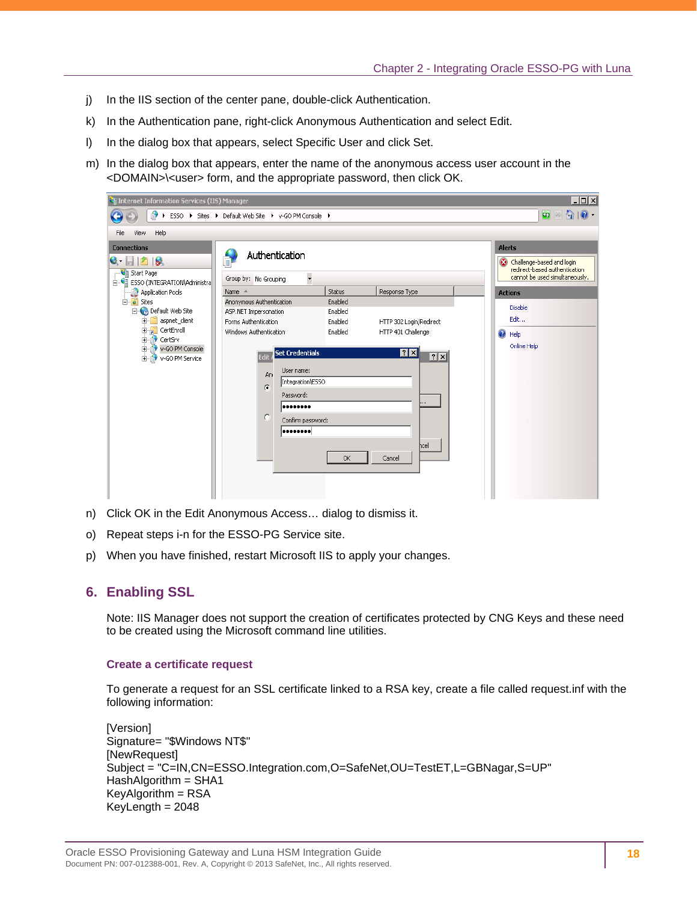j) In the IIS section of the center pane, double-click Authentication.

k) In the Authentication pane, right-click Anonymous Authentication and select Edit.

l) In the dialog box that appears, select Specific User and click Set.

m) In the dialog box that appears, enter the name of the anonymous access user account in the <DOMAIN>\<user> form, and the appropriate password, then click OK.

n) Click OK in the Edit Anonymous Access… dialog to dismiss it.

o) Repeat steps i-n for the ESSO-PG Service site.

p) When you have finished, restart Microsoft IIS to apply your changes.

## 6. Enabling SSL

Note: IIS Manager does not support the creation of certificates protected by CNG Keys and these need to be created using the Microsoft command line utilities.

### Create a certificate request

To generate a request for an SSL certificate linked to a RSA key, create a file called request.inf with the following information:

```
[Version]
Signature= "$Windows NT$"
[NewRequest]
Subject = "C=IN,CN=ESSO.Integration.com,O=SafeNet,OU=TestET,L=GBNagar,S=UP"
HashAlgorithm = SHA1
KeyAlgorithm = RSA
KeyLength = 2048
```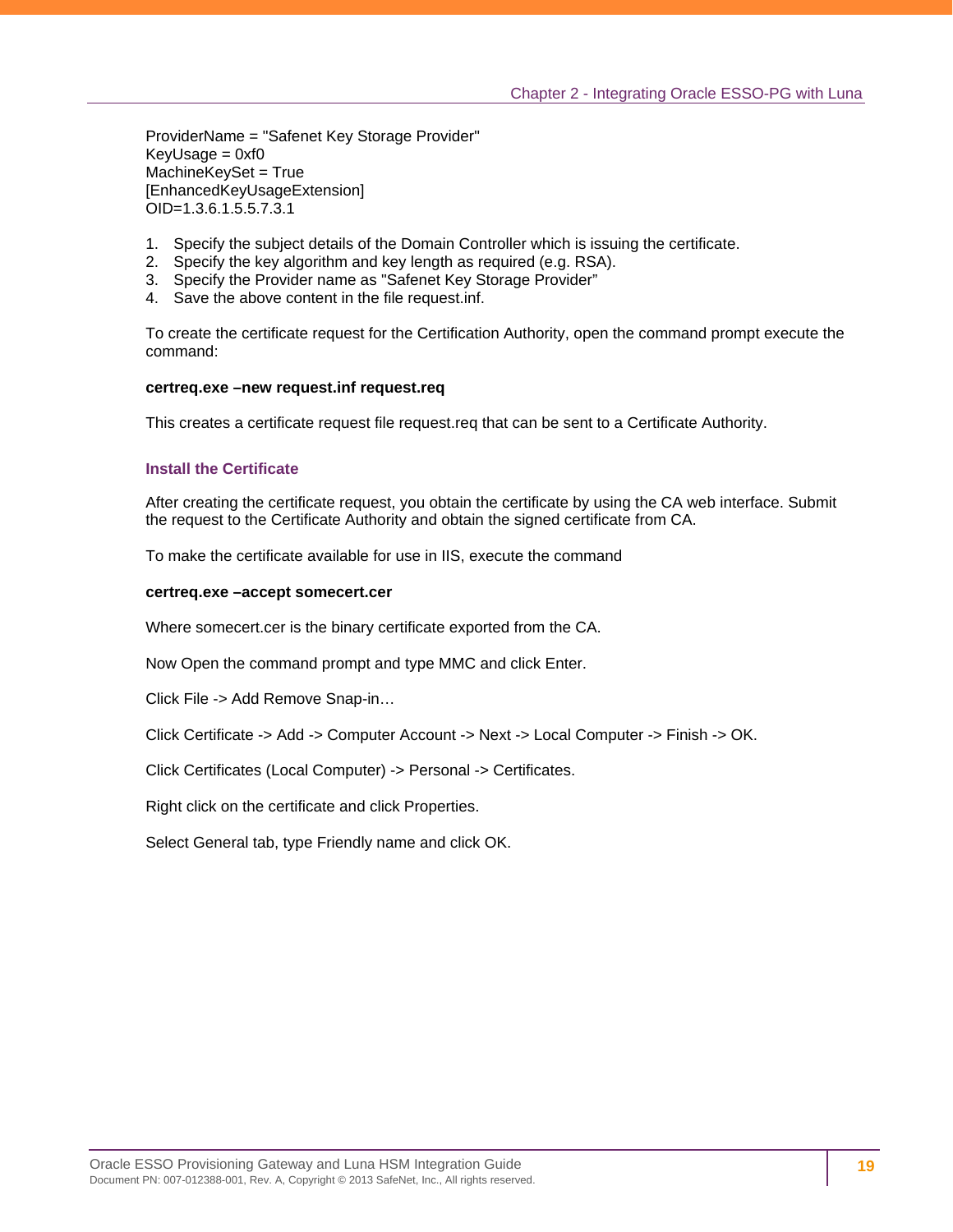```
ProviderName = "Safenet Key Storage Provider"
KeyUsage = 0xf0
MachineKeySet = True
[EnhancedKeyUsageExtension]
OID=1.3.6.1.5.5.7.3.1
```

1. Specify the subject details of the Domain Controller which is issuing the certificate.
2. Specify the key algorithm and key length as required (e.g. RSA).
3. Specify the Provider name as "Safenet Key Storage Provider"
4. Save the above content in the file request.inf.

To create the certificate request for the Certification Authority, open the command prompt execute the command:

**certreq.exe –new request.inf request.req**

This creates a certificate request file request.req that can be sent to a Certificate Authority.

### Install the Certificate

After creating the certificate request, you obtain the certificate by using the CA web interface. Submit the request to the Certificate Authority and obtain the signed certificate from CA.

To make the certificate available for use in IIS, execute the command

**certreq.exe –accept somecert.cer**

Where somecert.cer is the binary certificate exported from the CA.

Now Open the command prompt and type MMC and click Enter.

Click File -> Add Remove Snap-in…

Click Certificate -> Add -> Computer Account -> Next -> Local Computer -> Finish -> OK.

Click Certificates (Local Computer) -> Personal -> Certificates.

Right click on the certificate and click Properties.

Select General tab, type Friendly name and click OK.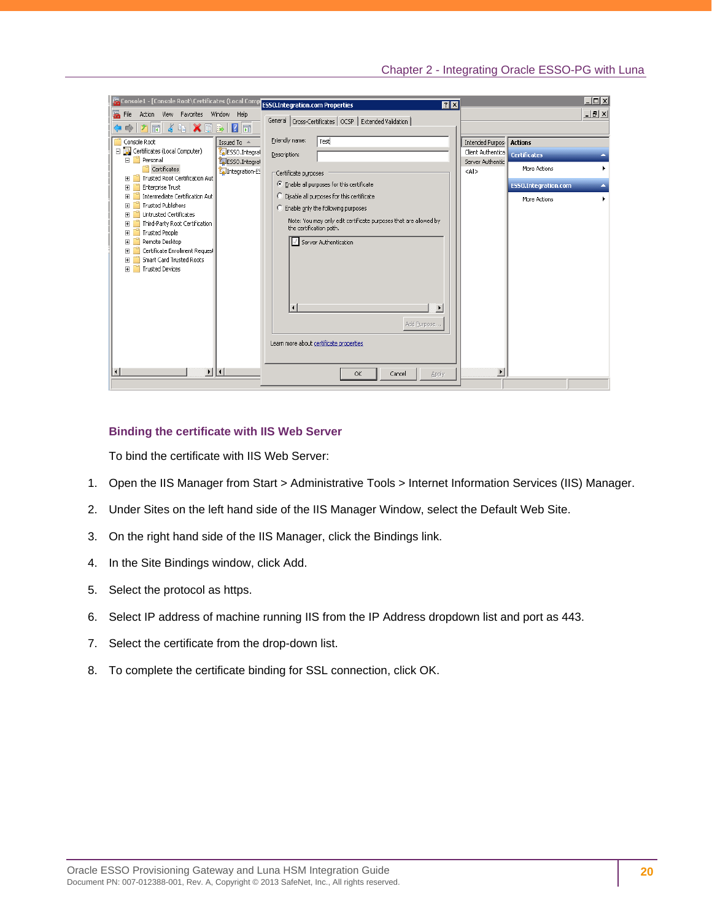## Binding the certificate with IIS Web Server

To bind the certificate with IIS Web Server:

1. Open the IIS Manager from Start > Administrative Tools > Internet Information Services (IIS) Manager.
2. Under Sites on the left hand side of the IIS Manager Window, select the Default Web Site.
3. On the right hand side of the IIS Manager, click the Bindings link.
4. In the Site Bindings window, click Add.
5. Select the protocol as https.
6. Select IP address of machine running IIS from the IP Address dropdown list and port as 443.
7. Select the certificate from the drop-down list.
8. To complete the certificate binding for SSL connection, click OK.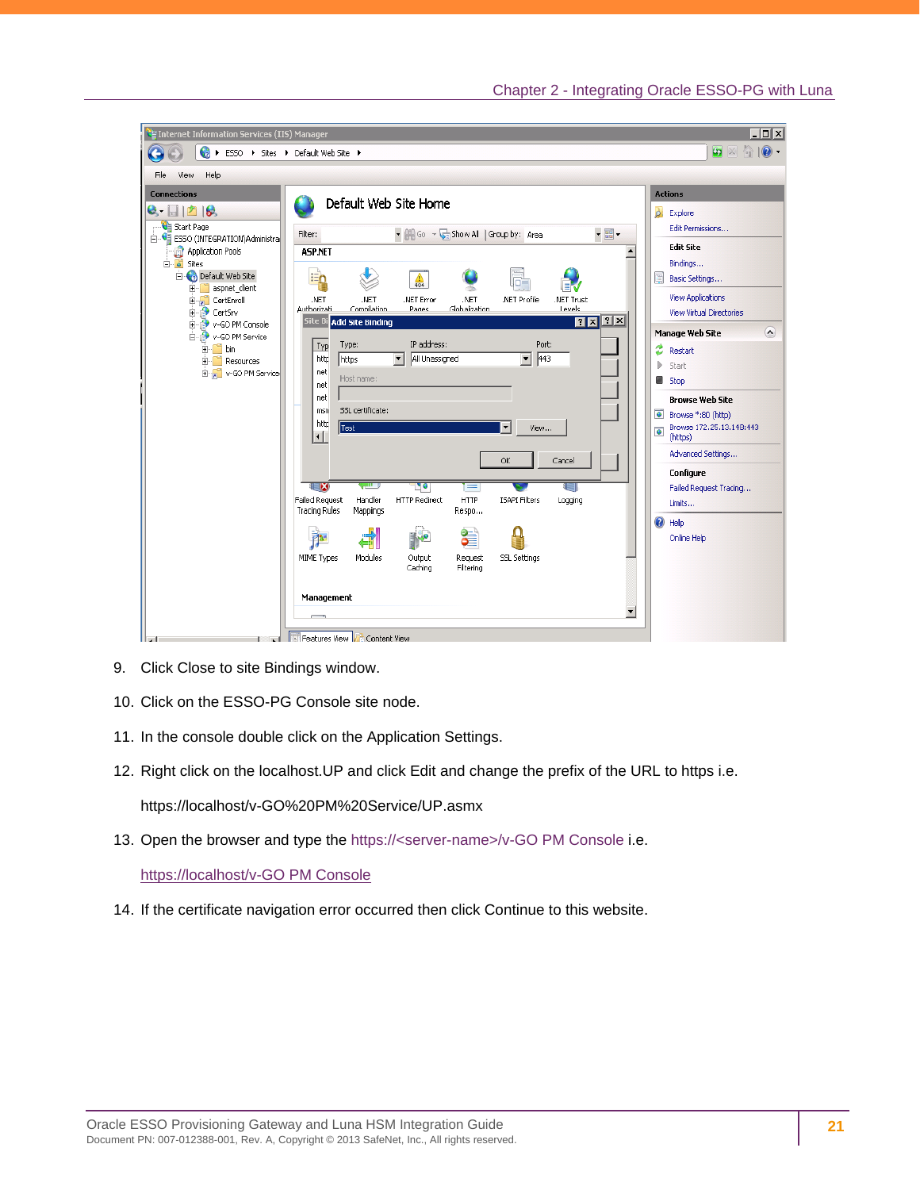9. Click Close to site Bindings window.

10. Click on the ESSO-PG Console site node.

11. In the console double click on the Application Settings.

12. Right click on the localhost.UP and click Edit and change the prefix of the URL to https i.e.

    https://localhost/v-GO%20PM%20Service/UP.asmx

13. Open the browser and type the https://<server-name>/v-GO PM Console i.e.

    https://localhost/v-GO PM Console

14. If the certificate navigation error occurred then click Continue to this website.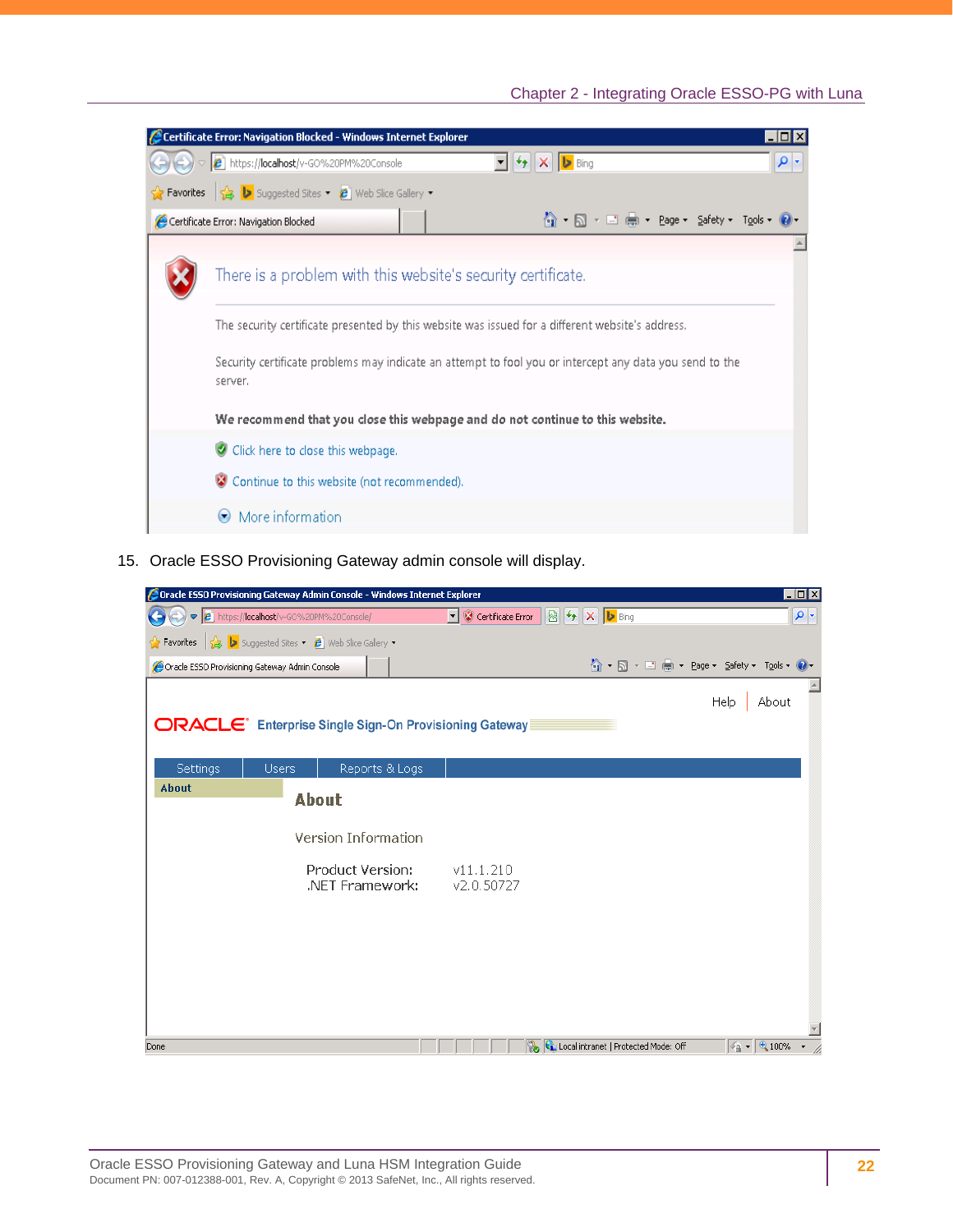15. Oracle ESSO Provisioning Gateway admin console will display.